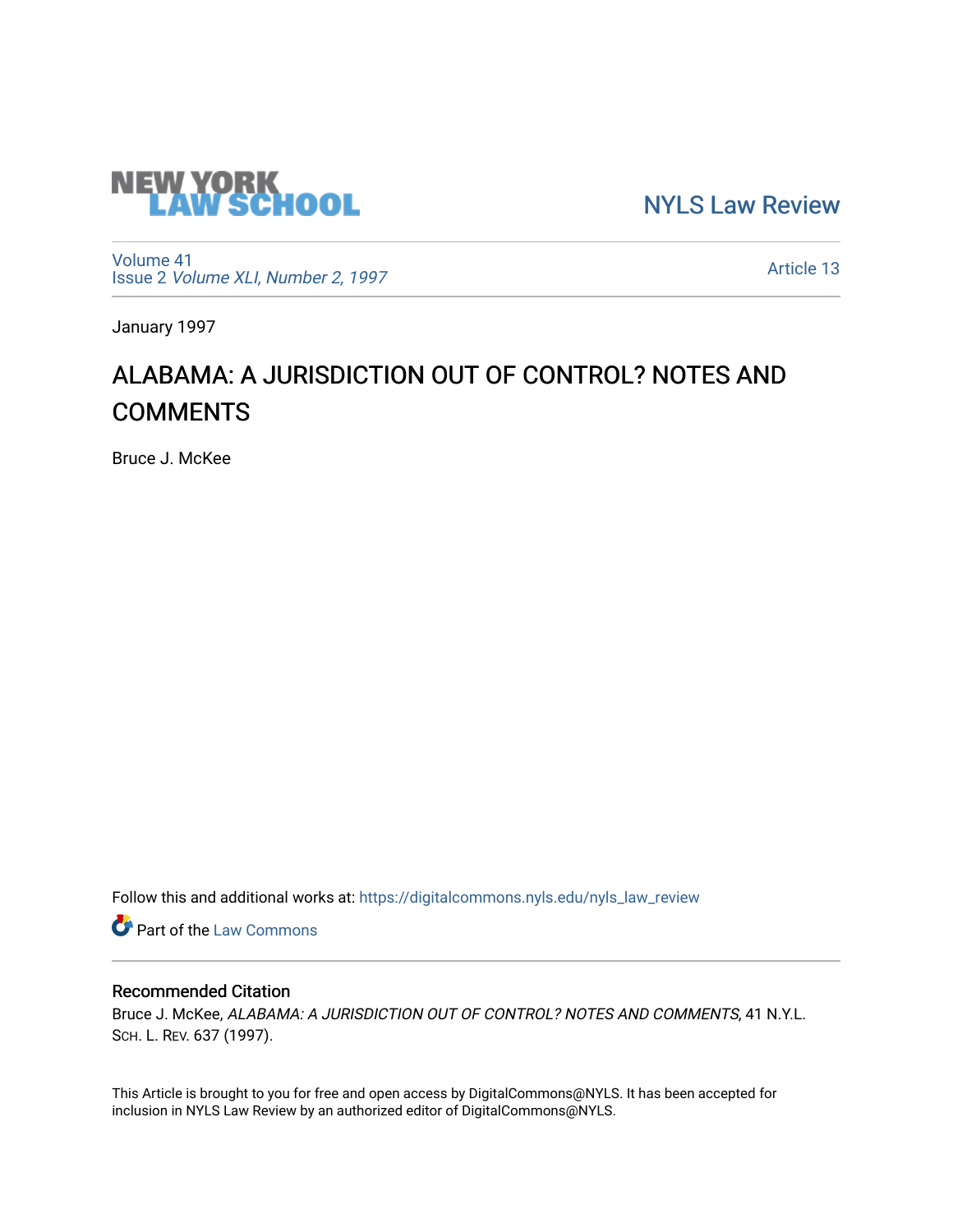NEW YORK LAW SCHOOL

NYLS Law Review

Volume 41
Issue 2 *Volume XLI, Number 2, 1997*

Article 13

January 1997

# ALABAMA: A JURISDICTION OUT OF CONTROL? NOTES AND COMMENTS

Bruce J. McKee

Follow this and additional works at: https://digitalcommons.nyls.edu/nyls_law_review

Part of the Law Commons

## Recommended Citation

Bruce J. McKee, *ALABAMA: A JURISDICTION OUT OF CONTROL? NOTES AND COMMENTS*, 41 N.Y.L. Sch. L. Rev. 637 (1997).

This Article is brought to you for free and open access by DigitalCommons@NYLS. It has been accepted for inclusion in NYLS Law Review by an authorized editor of DigitalCommons@NYLS.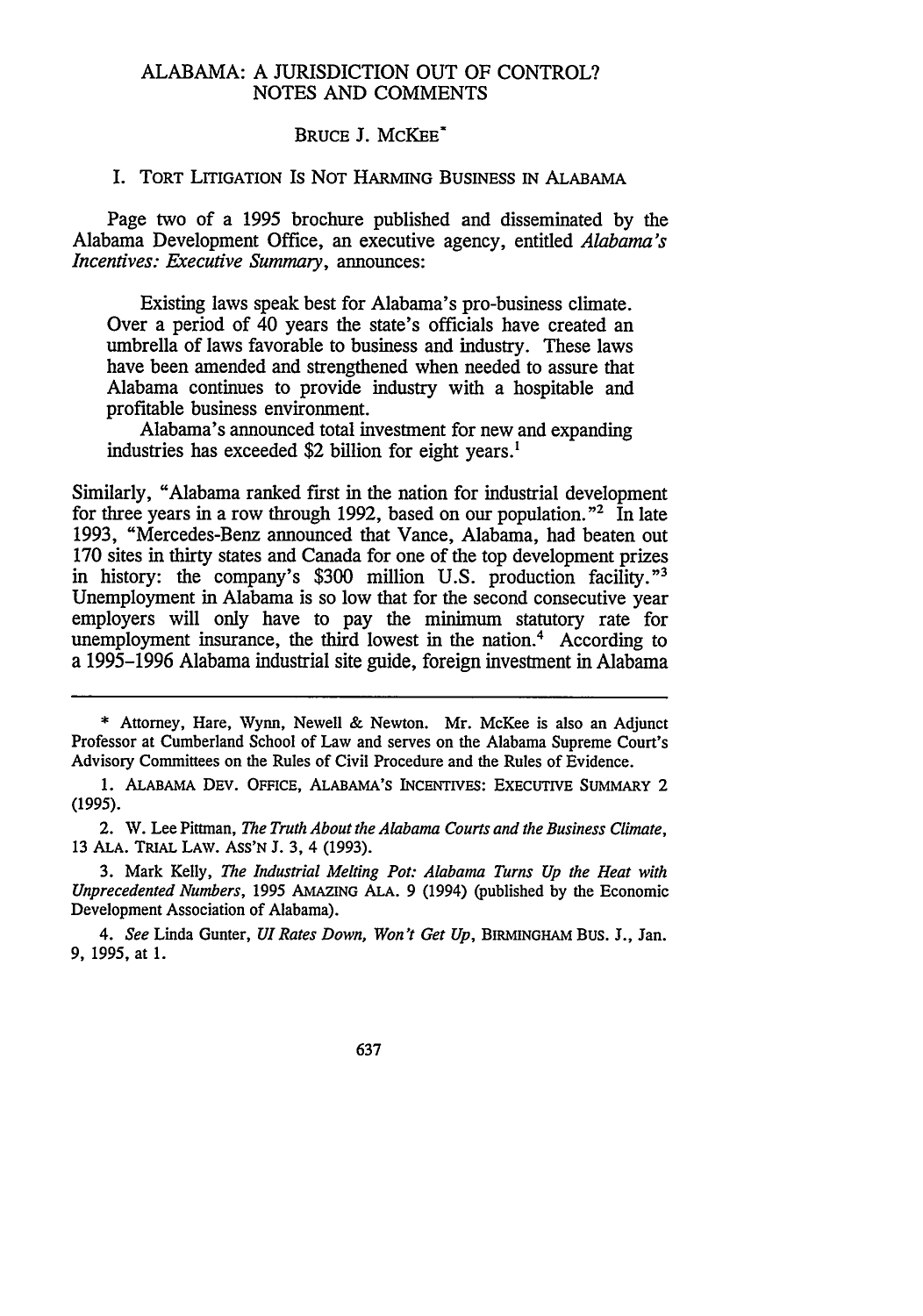# ALABAMA: A JURISDICTION OUT OF CONTROL? NOTES AND COMMENTS

BRUCE J. MCKEE*

## I. TORT LITIGATION IS NOT HARMING BUSINESS IN ALABAMA

Page two of a 1995 brochure published and disseminated by the Alabama Development Office, an executive agency, entitled *Alabama's Incentives: Executive Summary*, announces:

> Existing laws speak best for Alabama's pro-business climate. Over a period of 40 years the state's officials have created an umbrella of laws favorable to business and industry. These laws have been amended and strengthened when needed to assure that Alabama continues to provide industry with a hospitable and profitable business environment.
>
> Alabama's announced total investment for new and expanding industries has exceeded $2 billion for eight years.[1]

Similarly, "Alabama ranked first in the nation for industrial development for three years in a row through 1992, based on our population."[2] In late 1993, "Mercedes-Benz announced that Vance, Alabama, had beaten out 170 sites in thirty states and Canada for one of the top development prizes in history: the company's $300 million U.S. production facility."[3] Unemployment in Alabama is so low that for the second consecutive year employers will only have to pay the minimum statutory rate for unemployment insurance, the third lowest in the nation.[4] According to a 1995–1996 Alabama industrial site guide, foreign investment in Alabama

---

\* Attorney, Hare, Wynn, Newell & Newton. Mr. McKee is also an Adjunct Professor at Cumberland School of Law and serves on the Alabama Supreme Court's Advisory Committees on the Rules of Civil Procedure and the Rules of Evidence.

1. ALABAMA DEV. OFFICE, ALABAMA'S INCENTIVES: EXECUTIVE SUMMARY 2 (1995).

2. W. Lee Pittman, *The Truth About the Alabama Courts and the Business Climate*, 13 ALA. TRIAL LAW. ASS'N J. 3, 4 (1993).

3. Mark Kelly, *The Industrial Melting Pot: Alabama Turns Up the Heat with Unprecedented Numbers*, 1995 AMAZING ALA. 9 (1994) (published by the Economic Development Association of Alabama).

4. *See* Linda Gunter, *UI Rates Down, Won't Get Up*, BIRMINGHAM BUS. J., Jan. 9, 1995, at 1.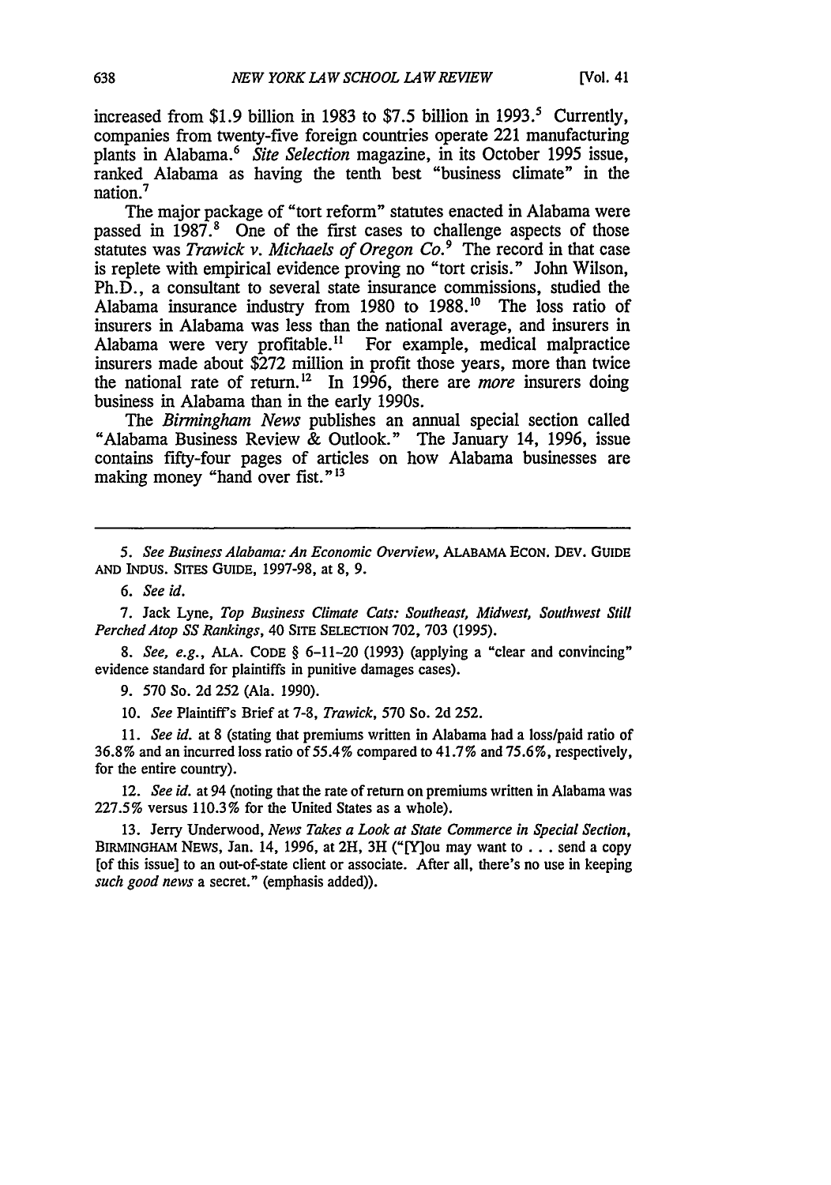increased from $1.9 billion in 1983 to $7.5 billion in 1993.[5] Currently, companies from twenty-five foreign countries operate 221 manufacturing plants in Alabama.[6] *Site Selection* magazine, in its October 1995 issue, ranked Alabama as having the tenth best "business climate" in the nation.[7]

The major package of "tort reform" statutes enacted in Alabama were passed in 1987.[8] One of the first cases to challenge aspects of those statutes was *Trawick v. Michaels of Oregon Co.*[9] The record in that case is replete with empirical evidence proving no "tort crisis." John Wilson, Ph.D., a consultant to several state insurance commissions, studied the Alabama insurance industry from 1980 to 1988.[10] The loss ratio of insurers in Alabama was less than the national average, and insurers in Alabama were very profitable.[11] For example, medical malpractice insurers made about $272 million in profit those years, more than twice the national rate of return.[12] In 1996, there are *more* insurers doing business in Alabama than in the early 1990s.

The *Birmingham News* publishes an annual special section called "Alabama Business Review & Outlook." The January 14, 1996, issue contains fifty-four pages of articles on how Alabama businesses are making money "hand over fist."[13]

---

5. *See Business Alabama: An Economic Overview*, ALABAMA ECON. DEV. GUIDE AND INDUS. SITES GUIDE, 1997-98, at 8, 9.

6. *See id.*

7. Jack Lyne, *Top Business Climate Cats: Southeast, Midwest, Southwest Still Perched Atop SS Rankings*, 40 SITE SELECTION 702, 703 (1995).

8. *See, e.g.*, ALA. CODE § 6-11-20 (1993) (applying a "clear and convincing" evidence standard for plaintiffs in punitive damages cases).

9. 570 So. 2d 252 (Ala. 1990).

10. *See* Plaintiff's Brief at 7-8, *Trawick*, 570 So. 2d 252.

11. *See id.* at 8 (stating that premiums written in Alabama had a loss/paid ratio of 36.8% and an incurred loss ratio of 55.4% compared to 41.7% and 75.6%, respectively, for the entire country).

12. *See id.* at 94 (noting that the rate of return on premiums written in Alabama was 227.5% versus 110.3% for the United States as a whole).

13. Jerry Underwood, *News Takes a Look at State Commerce in Special Section*, BIRMINGHAM NEWS, Jan. 14, 1996, at 2H, 3H ("[Y]ou may want to . . . send a copy [of this issue] to an out-of-state client or associate. After all, there's no use in keeping *such good news* a secret." (emphasis added)).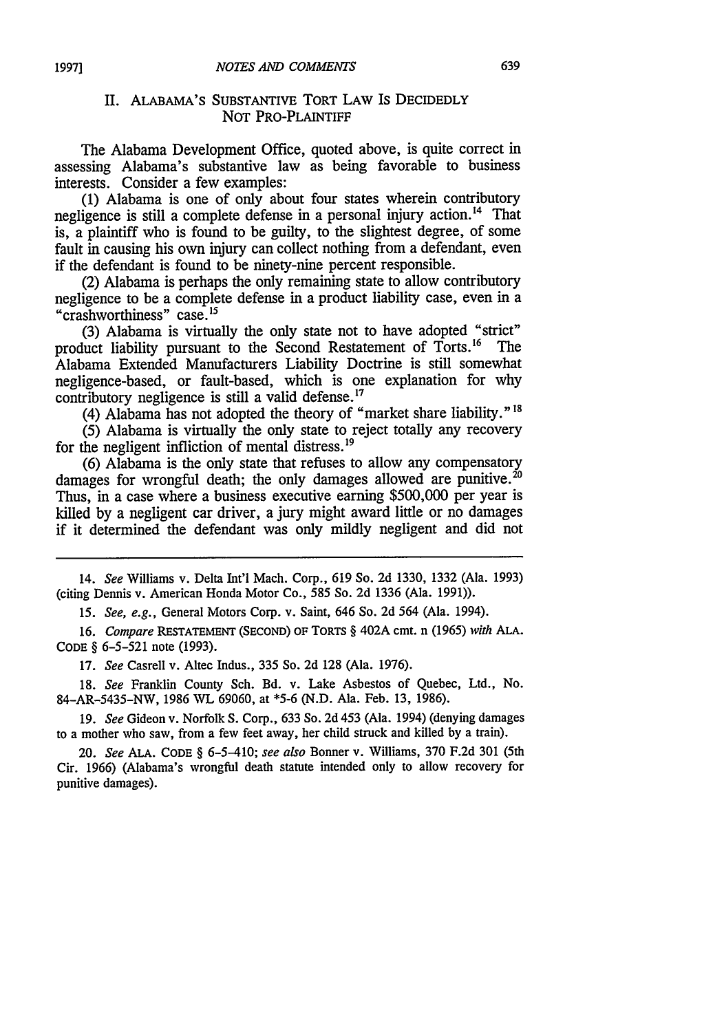## II. ALABAMA'S SUBSTANTIVE TORT LAW IS DECIDEDLY NOT PRO-PLAINTIFF

The Alabama Development Office, quoted above, is quite correct in assessing Alabama's substantive law as being favorable to business interests. Consider a few examples:

(1) Alabama is one of only about four states wherein contributory negligence is still a complete defense in a personal injury action.[14] That is, a plaintiff who is found to be guilty, to the slightest degree, of some fault in causing his own injury can collect nothing from a defendant, even if the defendant is found to be ninety-nine percent responsible.

(2) Alabama is perhaps the only remaining state to allow contributory negligence to be a complete defense in a product liability case, even in a "crashworthiness" case.[15]

(3) Alabama is virtually the only state not to have adopted "strict" product liability pursuant to the Second Restatement of Torts.[16] The Alabama Extended Manufacturers Liability Doctrine is still somewhat negligence-based, or fault-based, which is one explanation for why contributory negligence is still a valid defense.[17]

(4) Alabama has not adopted the theory of "market share liability."[18]

(5) Alabama is virtually the only state to reject totally any recovery for the negligent infliction of mental distress.[19]

(6) Alabama is the only state that refuses to allow any compensatory damages for wrongful death; the only damages allowed are punitive.[20] Thus, in a case where a business executive earning $500,000 per year is killed by a negligent car driver, a jury might award little or no damages if it determined the defendant was only mildly negligent and did not

---

14. *See* Williams v. Delta Int'l Mach. Corp., 619 So. 2d 1330, 1332 (Ala. 1993) (citing Dennis v. American Honda Motor Co., 585 So. 2d 1336 (Ala. 1991)).

15. *See, e.g.*, General Motors Corp. v. Saint, 646 So. 2d 564 (Ala. 1994).

16. *Compare* RESTATEMENT (SECOND) OF TORTS § 402A cmt. n (1965) *with* ALA. CODE § 6-5-521 note (1993).

17. *See* Casrell v. Altec Indus., 335 So. 2d 128 (Ala. 1976).

18. *See* Franklin County Sch. Bd. v. Lake Asbestos of Quebec, Ltd., No. 84-AR-5435-NW, 1986 WL 69060, at *5-6 (N.D. Ala. Feb. 13, 1986).

19. *See* Gideon v. Norfolk S. Corp., 633 So. 2d 453 (Ala. 1994) (denying damages to a mother who saw, from a few feet away, her child struck and killed by a train).

20. *See* ALA. CODE § 6-5-410; *see also* Bonner v. Williams, 370 F.2d 301 (5th Cir. 1966) (Alabama's wrongful death statute intended only to allow recovery for punitive damages).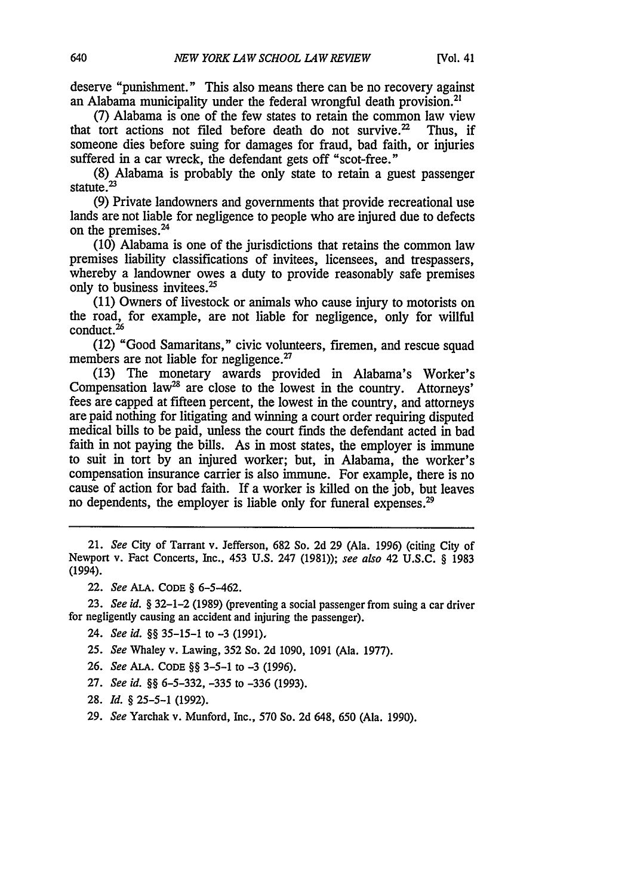deserve "punishment." This also means there can be no recovery against an Alabama municipality under the federal wrongful death provision.[21]

(7) Alabama is one of the few states to retain the common law view that tort actions not filed before death do not survive.[22] Thus, if someone dies before suing for damages for fraud, bad faith, or injuries suffered in a car wreck, the defendant gets off "scot-free."

(8) Alabama is probably the only state to retain a guest passenger statute.[23]

(9) Private landowners and governments that provide recreational use lands are not liable for negligence to people who are injured due to defects on the premises.[24]

(10) Alabama is one of the jurisdictions that retains the common law premises liability classifications of invitees, licensees, and trespassers, whereby a landowner owes a duty to provide reasonably safe premises only to business invitees.[25]

(11) Owners of livestock or animals who cause injury to motorists on the road, for example, are not liable for negligence, only for willful conduct.[26]

(12) "Good Samaritans," civic volunteers, firemen, and rescue squad members are not liable for negligence.[27]

(13) The monetary awards provided in Alabama's Worker's Compensation law[28] are close to the lowest in the country. Attorneys' fees are capped at fifteen percent, the lowest in the country, and attorneys are paid nothing for litigating and winning a court order requiring disputed medical bills to be paid, unless the court finds the defendant acted in bad faith in not paying the bills. As in most states, the employer is immune to suit in tort by an injured worker; but, in Alabama, the worker's compensation insurance carrier is also immune. For example, there is no cause of action for bad faith. If a worker is killed on the job, but leaves no dependents, the employer is liable only for funeral expenses.[29]

---

21. *See* City of Tarrant v. Jefferson, 682 So. 2d 29 (Ala. 1996) (citing City of Newport v. Fact Concerts, Inc., 453 U.S. 247 (1981)); *see also* 42 U.S.C. § 1983 (1994).

22. *See* ALA. CODE § 6-5-462.

23. *See id.* § 32-1-2 (1989) (preventing a social passenger from suing a car driver for negligently causing an accident and injuring the passenger).

24. *See id.* §§ 35-15-1 to -3 (1991).

25. *See* Whaley v. Lawing, 352 So. 2d 1090, 1091 (Ala. 1977).

26. *See* ALA. CODE §§ 3-5-1 to -3 (1996).

27. *See id.* §§ 6-5-332, -335 to -336 (1993).

28. *Id.* § 25-5-1 (1992).

29. *See* Yarchak v. Munford, Inc., 570 So. 2d 648, 650 (Ala. 1990).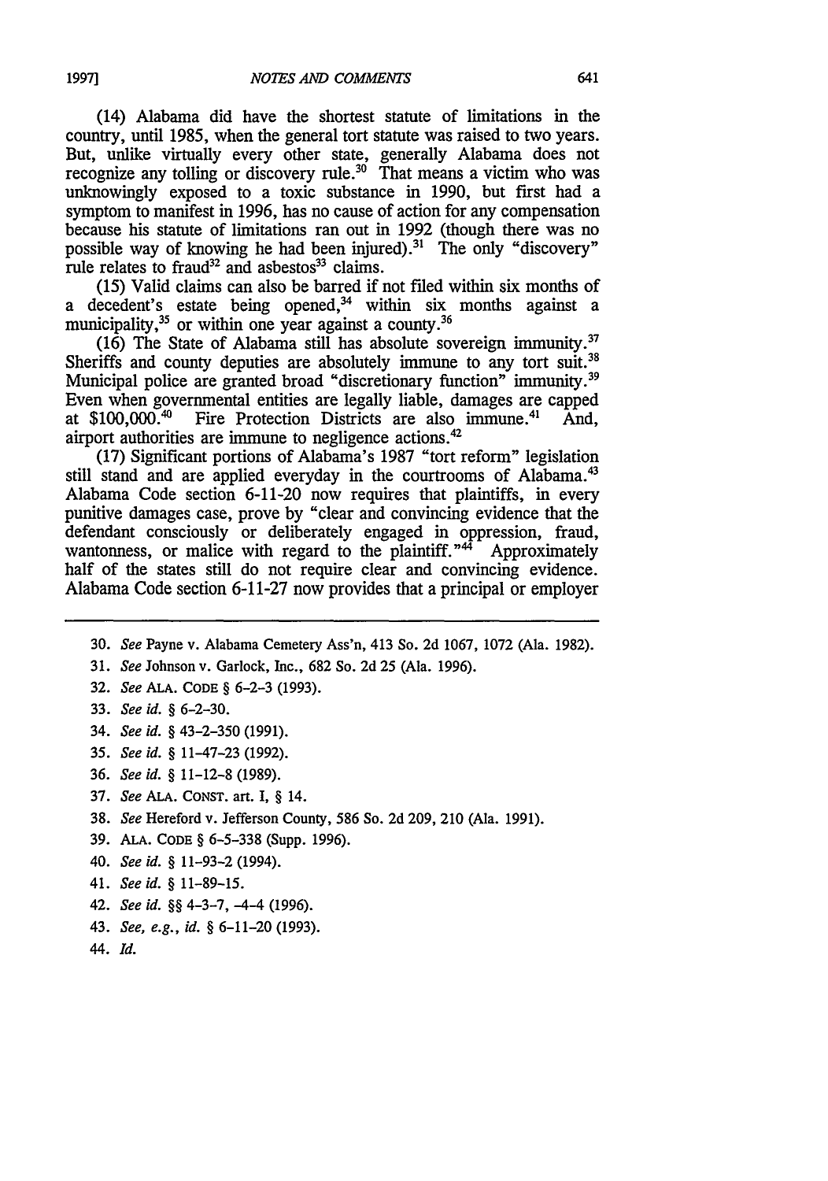(14) Alabama did have the shortest statute of limitations in the country, until 1985, when the general tort statute was raised to two years. But, unlike virtually every other state, generally Alabama does not recognize any tolling or discovery rule.[30] That means a victim who was unknowingly exposed to a toxic substance in 1990, but first had a symptom to manifest in 1996, has no cause of action for any compensation because his statute of limitations ran out in 1992 (though there was no possible way of knowing he had been injured).[31] The only "discovery" rule relates to fraud[32] and asbestos[33] claims.

(15) Valid claims can also be barred if not filed within six months of a decedent's estate being opened,[34] within six months against a municipality,[35] or within one year against a county.[36]

(16) The State of Alabama still has absolute sovereign immunity.[37] Sheriffs and county deputies are absolutely immune to any tort suit.[38] Municipal police are granted broad "discretionary function" immunity.[39] Even when governmental entities are legally liable, damages are capped at $100,000.[40] Fire Protection Districts are also immune.[41] And, airport authorities are immune to negligence actions.[42]

(17) Significant portions of Alabama's 1987 "tort reform" legislation still stand and are applied everyday in the courtrooms of Alabama.[43] Alabama Code section 6-11-20 now requires that plaintiffs, in every punitive damages case, prove by "clear and convincing evidence that the defendant consciously or deliberately engaged in oppression, fraud, wantonness, or malice with regard to the plaintiff."[44] Approximately half of the states still do not require clear and convincing evidence. Alabama Code section 6-11-27 now provides that a principal or employer

---

30. *See* Payne v. Alabama Cemetery Ass'n, 413 So. 2d 1067, 1072 (Ala. 1982).

31. *See* Johnson v. Garlock, Inc., 682 So. 2d 25 (Ala. 1996).

32. *See* ALA. CODE § 6-2-3 (1993).

33. *See id.* § 6-2-30.

34. *See id.* § 43-2-350 (1991).

35. *See id.* § 11-47-23 (1992).

36. *See id.* § 11-12-8 (1989).

37. *See* ALA. CONST. art. I, § 14.

38. *See* Hereford v. Jefferson County, 586 So. 2d 209, 210 (Ala. 1991).

39. ALA. CODE § 6-5-338 (Supp. 1996).

40. *See id.* § 11-93-2 (1994).

41. *See id.* § 11-89-15.

42. *See id.* §§ 4-3-7, -4-4 (1996).

43. *See, e.g., id.* § 6-11-20 (1993).

44. *Id.*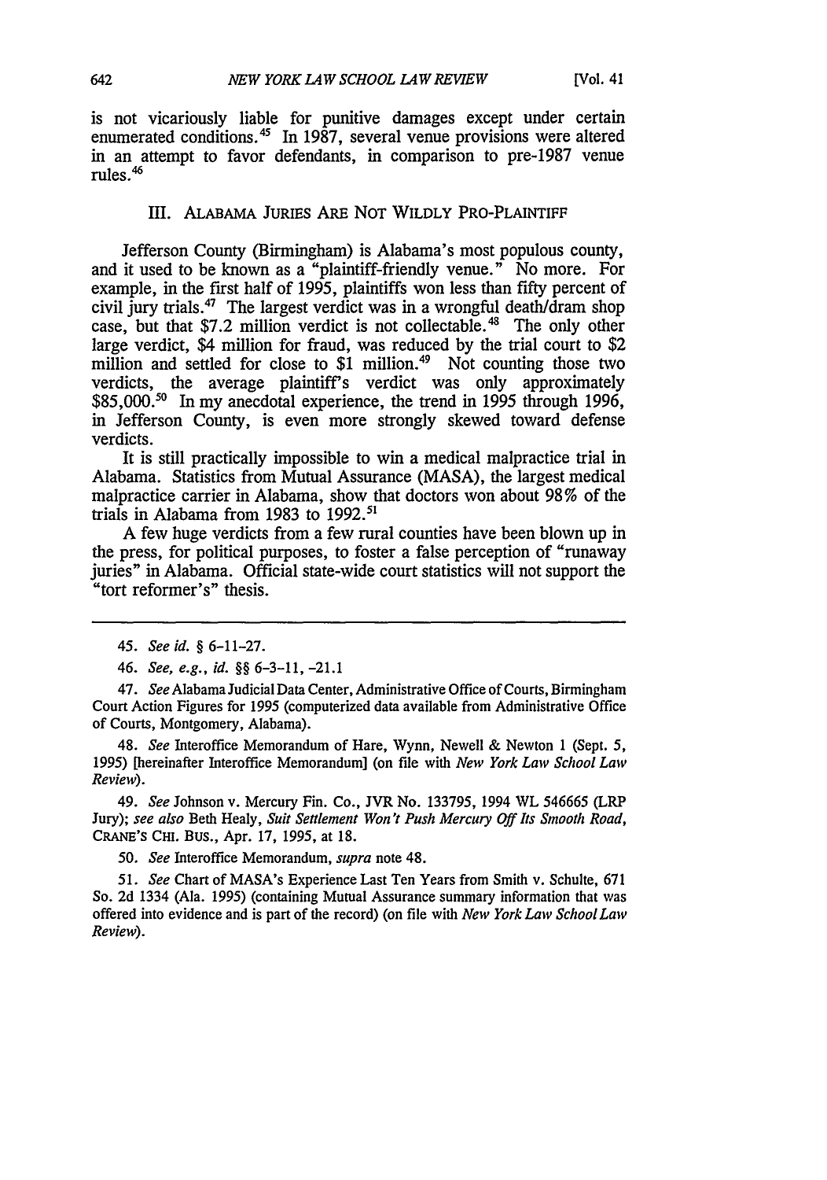is not vicariously liable for punitive damages except under certain enumerated conditions.[45] In 1987, several venue provisions were altered in an attempt to favor defendants, in comparison to pre-1987 venue rules.[46]

## III. ALABAMA JURIES ARE NOT WILDLY PRO-PLAINTIFF

Jefferson County (Birmingham) is Alabama's most populous county, and it used to be known as a "plaintiff-friendly venue." No more. For example, in the first half of 1995, plaintiffs won less than fifty percent of civil jury trials.[47] The largest verdict was in a wrongful death/dram shop case, but that $7.2 million verdict is not collectable.[48] The only other large verdict, $4 million for fraud, was reduced by the trial court to $2 million and settled for close to $1 million.[49] Not counting those two verdicts, the average plaintiff's verdict was only approximately $85,000.[50] In my anecdotal experience, the trend in 1995 through 1996, in Jefferson County, is even more strongly skewed toward defense verdicts.

It is still practically impossible to win a medical malpractice trial in Alabama. Statistics from Mutual Assurance (MASA), the largest medical malpractice carrier in Alabama, show that doctors won about 98% of the trials in Alabama from 1983 to 1992.[51]

A few huge verdicts from a few rural counties have been blown up in the press, for political purposes, to foster a false perception of "runaway juries" in Alabama. Official state-wide court statistics will not support the "tort reformer's" thesis.

---

45. *See id.* § 6-11-27.

46. *See, e.g., id.* §§ 6-3-11, -21.1

47. *See* Alabama Judicial Data Center, Administrative Office of Courts, Birmingham Court Action Figures for 1995 (computerized data available from Administrative Office of Courts, Montgomery, Alabama).

48. *See* Interoffice Memorandum of Hare, Wynn, Newell & Newton 1 (Sept. 5, 1995) [hereinafter Interoffice Memorandum] (on file with *New York Law School Law Review*).

49. *See* Johnson v. Mercury Fin. Co., JVR No. 133795, 1994 WL 546665 (LRP Jury); *see also* Beth Healy, *Suit Settlement Won't Push Mercury Off Its Smooth Road*, CRANE'S CHI. BUS., Apr. 17, 1995, at 18.

50. *See* Interoffice Memorandum, *supra* note 48.

51. *See* Chart of MASA's Experience Last Ten Years from Smith v. Schulte, 671 So. 2d 1334 (Ala. 1995) (containing Mutual Assurance summary information that was offered into evidence and is part of the record) (on file with *New York Law School Law Review*).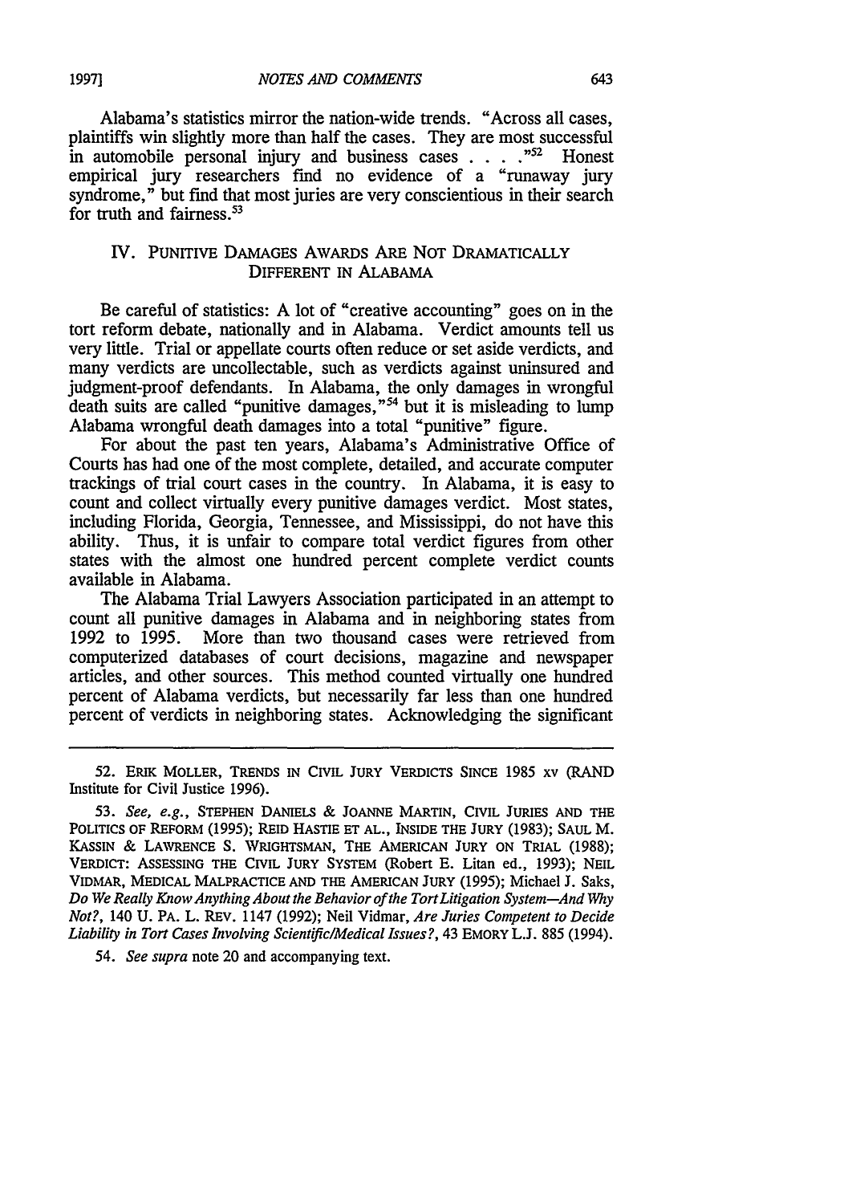Alabama's statistics mirror the nation-wide trends. "Across all cases, plaintiffs win slightly more than half the cases. They are most successful in automobile personal injury and business cases . . . ."[52] Honest empirical jury researchers find no evidence of a "runaway jury syndrome," but find that most juries are very conscientious in their search for truth and fairness.[53]

## IV. PUNITIVE DAMAGES AWARDS ARE NOT DRAMATICALLY DIFFERENT IN ALABAMA

Be careful of statistics: A lot of "creative accounting" goes on in the tort reform debate, nationally and in Alabama. Verdict amounts tell us very little. Trial or appellate courts often reduce or set aside verdicts, and many verdicts are uncollectable, such as verdicts against uninsured and judgment-proof defendants. In Alabama, the only damages in wrongful death suits are called "punitive damages,"[54] but it is misleading to lump Alabama wrongful death damages into a total "punitive" figure.

For about the past ten years, Alabama's Administrative Office of Courts has had one of the most complete, detailed, and accurate computer trackings of trial court cases in the country. In Alabama, it is easy to count and collect virtually every punitive damages verdict. Most states, including Florida, Georgia, Tennessee, and Mississippi, do not have this ability. Thus, it is unfair to compare total verdict figures from other states with the almost one hundred percent complete verdict counts available in Alabama.

The Alabama Trial Lawyers Association participated in an attempt to count all punitive damages in Alabama and in neighboring states from 1992 to 1995. More than two thousand cases were retrieved from computerized databases of court decisions, magazine and newspaper articles, and other sources. This method counted virtually one hundred percent of Alabama verdicts, but necessarily far less than one hundred percent of verdicts in neighboring states. Acknowledging the significant

---

52. ERIK MOLLER, TRENDS IN CIVIL JURY VERDICTS SINCE 1985 xv (RAND Institute for Civil Justice 1996).

53. *See, e.g.*, STEPHEN DANIELS & JOANNE MARTIN, CIVIL JURIES AND THE POLITICS OF REFORM (1995); REID HASTIE ET AL., INSIDE THE JURY (1983); SAUL M. KASSIN & LAWRENCE S. WRIGHTSMAN, THE AMERICAN JURY ON TRIAL (1988); VERDICT: ASSESSING THE CIVIL JURY SYSTEM (Robert E. Litan ed., 1993); NEIL VIDMAR, MEDICAL MALPRACTICE AND THE AMERICAN JURY (1995); Michael J. Saks, *Do We Really Know Anything About the Behavior of the Tort Litigation System—And Why Not?*, 140 U. PA. L. REV. 1147 (1992); Neil Vidmar, *Are Juries Competent to Decide Liability in Tort Cases Involving Scientific/Medical Issues?*, 43 EMORY L.J. 885 (1994).

54. *See supra* note 20 and accompanying text.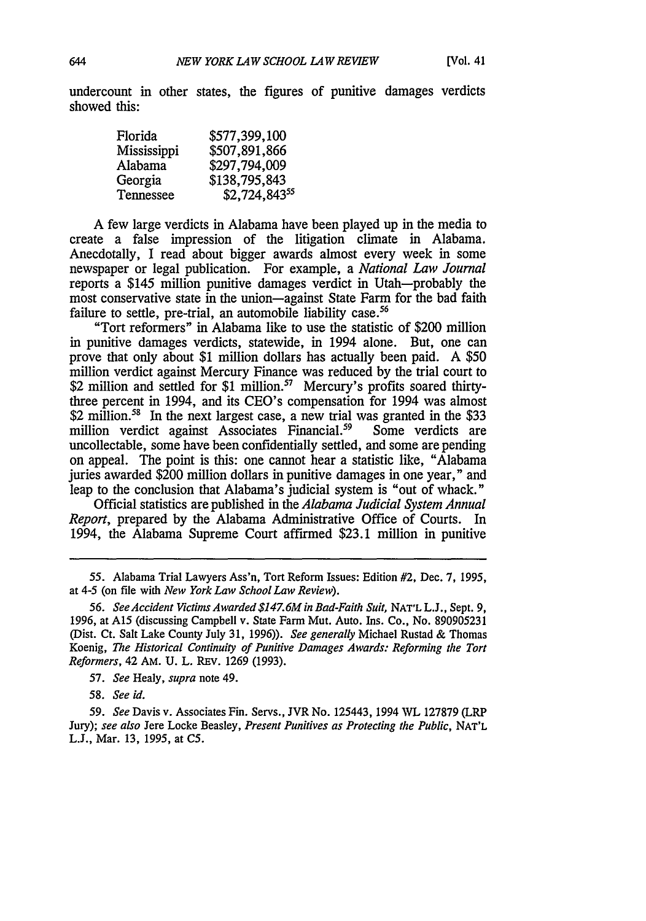undercount in other states, the figures of punitive damages verdicts showed this:

| | |
|---|---|
| Florida | \$577,399,100 |
| Mississippi | \$507,891,866 |
| Alabama | \$297,794,009 |
| Georgia | \$138,795,843 |
| Tennessee | \$2,724,843[55] |

A few large verdicts in Alabama have been played up in the media to create a false impression of the litigation climate in Alabama. Anecdotally, I read about bigger awards almost every week in some newspaper or legal publication. For example, a *National Law Journal* reports a \$145 million punitive damages verdict in Utah—probably the most conservative state in the union—against State Farm for the bad faith failure to settle, pre-trial, an automobile liability case.[56]

"Tort reformers" in Alabama like to use the statistic of \$200 million in punitive damages verdicts, statewide, in 1994 alone. But, one can prove that only about \$1 million dollars has actually been paid. A \$50 million verdict against Mercury Finance was reduced by the trial court to \$2 million and settled for \$1 million.[57] Mercury's profits soared thirty-three percent in 1994, and its CEO's compensation for 1994 was almost \$2 million.[58] In the next largest case, a new trial was granted in the \$33 million verdict against Associates Financial.[59] Some verdicts are uncollectable, some have been confidentially settled, and some are pending on appeal. The point is this: one cannot hear a statistic like, "Alabama juries awarded \$200 million dollars in punitive damages in one year," and leap to the conclusion that Alabama's judicial system is "out of whack."

Official statistics are published in the *Alabama Judicial System Annual Report*, prepared by the Alabama Administrative Office of Courts. In 1994, the Alabama Supreme Court affirmed \$23.1 million in punitive

---

55. Alabama Trial Lawyers Ass'n, Tort Reform Issues: Edition #2, Dec. 7, 1995, at 4-5 (on file with *New York Law School Law Review*).

56. *See Accident Victims Awarded \$147.6M in Bad-Faith Suit*, NAT'L L.J., Sept. 9, 1996, at A15 (discussing Campbell v. State Farm Mut. Auto. Ins. Co., No. 890905231 (Dist. Ct. Salt Lake County July 31, 1996)). *See generally* Michael Rustad & Thomas Koenig, *The Historical Continuity of Punitive Damages Awards: Reforming the Tort Reformers*, 42 AM. U. L. REV. 1269 (1993).

57. *See* Healy, *supra* note 49.

58. *See id.*

59. *See* Davis v. Associates Fin. Servs., JVR No. 125443, 1994 WL 127879 (LRP Jury); *see also* Jere Locke Beasley, *Present Punitives as Protecting the Public*, NAT'L L.J., Mar. 13, 1995, at C5.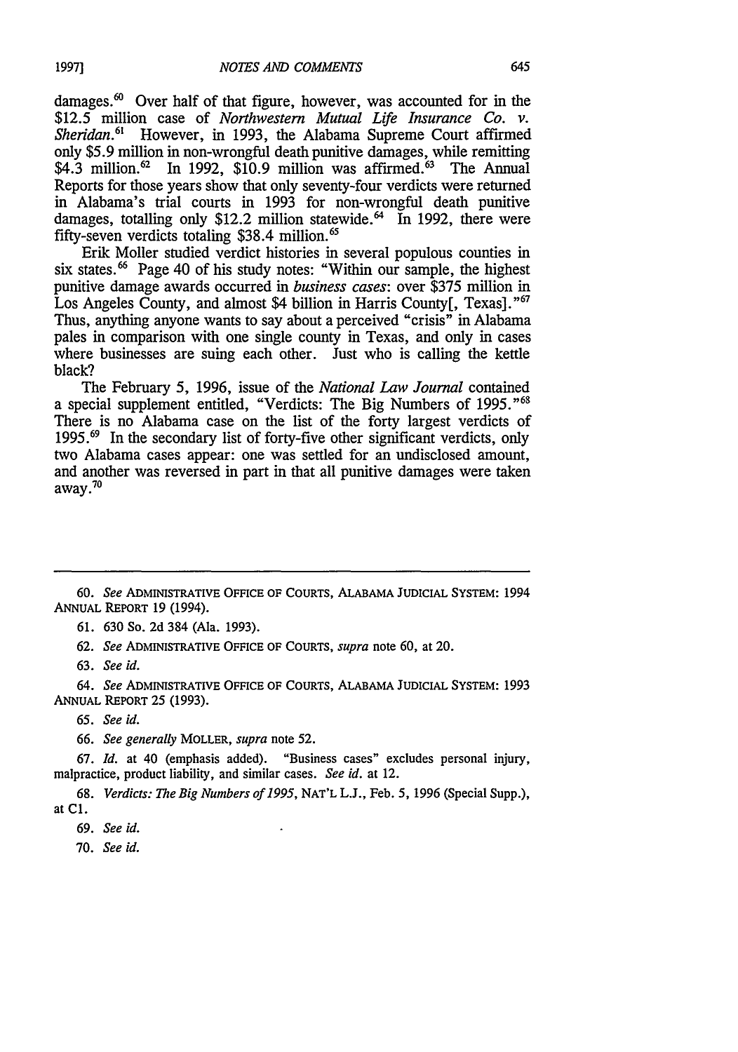damages.[60] Over half of that figure, however, was accounted for in the $12.5 million case of *Northwestern Mutual Life Insurance Co. v. Sheridan*.[61] However, in 1993, the Alabama Supreme Court affirmed only $5.9 million in non-wrongful death punitive damages, while remitting $4.3 million.[62] In 1992, $10.9 million was affirmed.[63] The Annual Reports for those years show that only seventy-four verdicts were returned in Alabama's trial courts in 1993 for non-wrongful death punitive damages, totalling only $12.2 million statewide.[64] In 1992, there were fifty-seven verdicts totaling $38.4 million.[65]

Erik Moller studied verdict histories in several populous counties in six states.[66] Page 40 of his study notes: "Within our sample, the highest punitive damage awards occurred in *business cases*: over $375 million in Los Angeles County, and almost $4 billion in Harris County[, Texas]."[67] Thus, anything anyone wants to say about a perceived "crisis" in Alabama pales in comparison with one single county in Texas, and only in cases where businesses are suing each other. Just who is calling the kettle black?

The February 5, 1996, issue of the *National Law Journal* contained a special supplement entitled, "Verdicts: The Big Numbers of 1995."[68] There is no Alabama case on the list of the forty largest verdicts of 1995.[69] In the secondary list of forty-five other significant verdicts, only two Alabama cases appear: one was settled for an undisclosed amount, and another was reversed in part in that all punitive damages were taken away.[70]

---

60. *See* ADMINISTRATIVE OFFICE OF COURTS, ALABAMA JUDICIAL SYSTEM: 1994 ANNUAL REPORT 19 (1994).

61. 630 So. 2d 384 (Ala. 1993).

62. *See* ADMINISTRATIVE OFFICE OF COURTS, *supra* note 60, at 20.

63. *See id.*

64. *See* ADMINISTRATIVE OFFICE OF COURTS, ALABAMA JUDICIAL SYSTEM: 1993 ANNUAL REPORT 25 (1993).

65. *See id.*

66. *See generally* MOLLER, *supra* note 52.

67. *Id.* at 40 (emphasis added). "Business cases" excludes personal injury, malpractice, product liability, and similar cases. *See id.* at 12.

68. *Verdicts: The Big Numbers of 1995*, NAT'L L.J., Feb. 5, 1996 (Special Supp.), at C1.

69. *See id.*

70. *See id.*